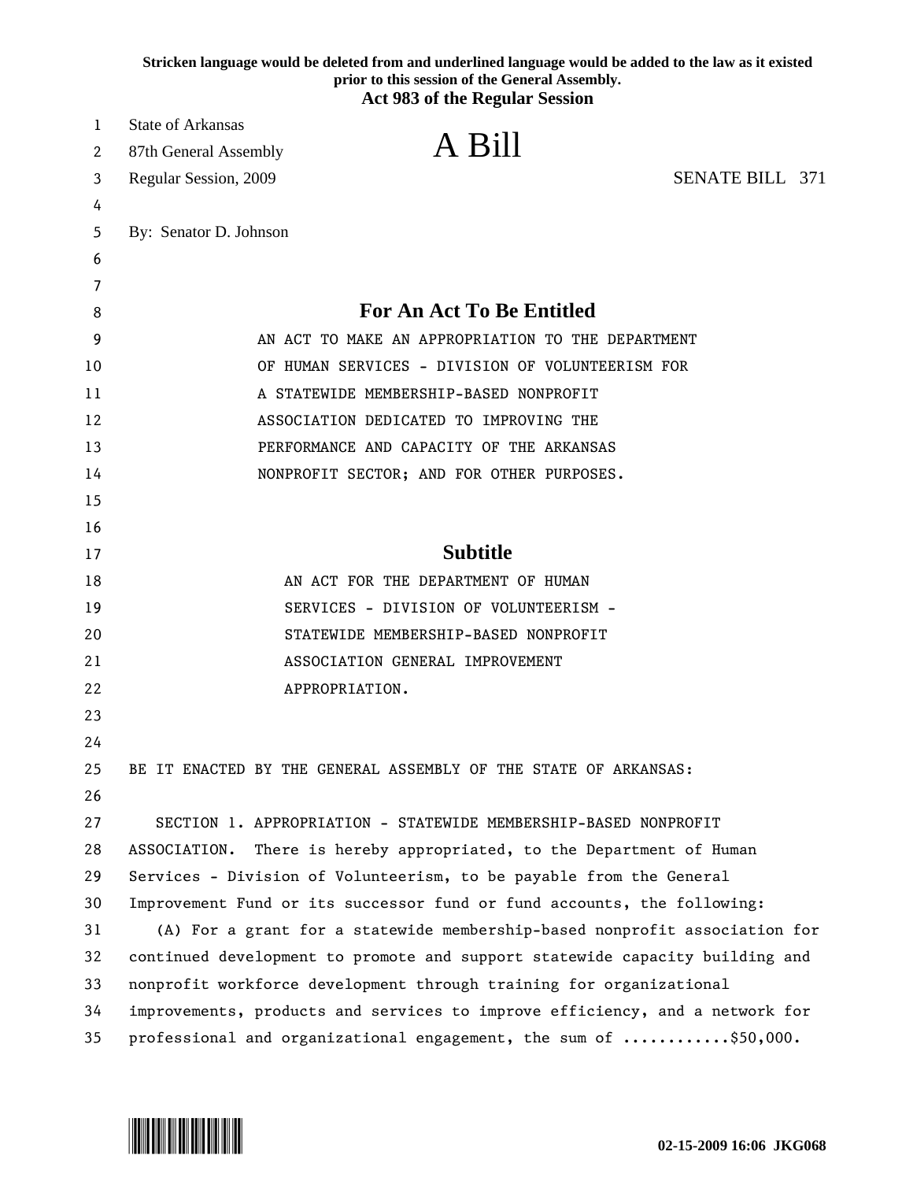**Stricken language would be deleted from and underlined language would be added to the law as it existed prior to this session of the General Assembly.**
**Act 983 of the Regular Session**

State of Arkansas
87th General Assembly
Regular Session, 2009

# A Bill

SENATE BILL 371

By: Senator D. Johnson

## For An Act To Be Entitled

AN ACT TO MAKE AN APPROPRIATION TO THE DEPARTMENT OF HUMAN SERVICES - DIVISION OF VOLUNTEERISM FOR A STATEWIDE MEMBERSHIP-BASED NONPROFIT ASSOCIATION DEDICATED TO IMPROVING THE PERFORMANCE AND CAPACITY OF THE ARKANSAS NONPROFIT SECTOR; AND FOR OTHER PURPOSES.

## Subtitle

AN ACT FOR THE DEPARTMENT OF HUMAN SERVICES - DIVISION OF VOLUNTEERISM - STATEWIDE MEMBERSHIP-BASED NONPROFIT ASSOCIATION GENERAL IMPROVEMENT APPROPRIATION.

BE IT ENACTED BY THE GENERAL ASSEMBLY OF THE STATE OF ARKANSAS:

SECTION 1. APPROPRIATION - STATEWIDE MEMBERSHIP-BASED NONPROFIT ASSOCIATION. There is hereby appropriated, to the Department of Human Services - Division of Volunteerism, to be payable from the General Improvement Fund or its successor fund or fund accounts, the following:

(A) For a grant for a statewide membership-based nonprofit association for continued development to promote and support statewide capacity building and nonprofit workforce development through training for organizational improvements, products and services to improve efficiency, and a network for professional and organizational engagement, the sum of ............$50,000.

02-15-2009 16:06 JKG068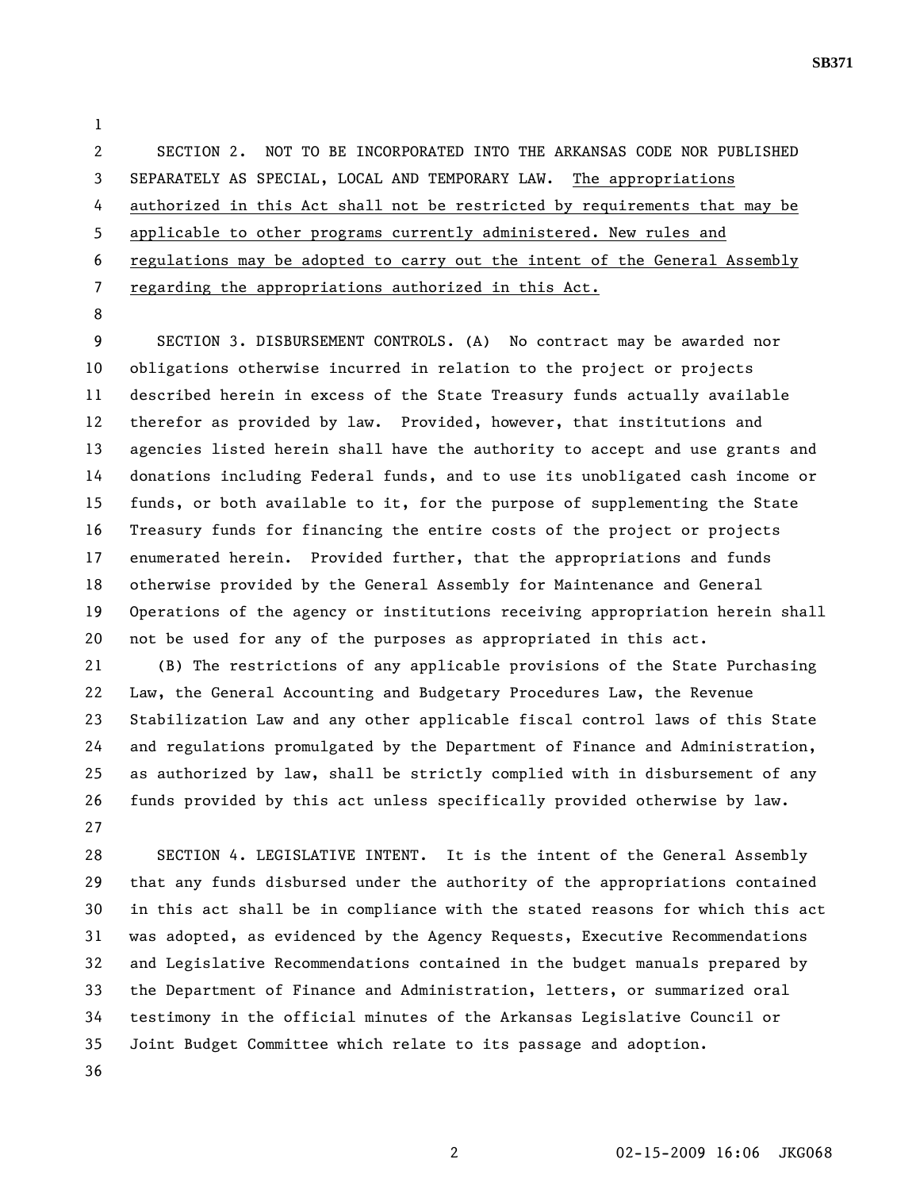SECTION 2. NOT TO BE INCORPORATED INTO THE ARKANSAS CODE NOR PUBLISHED SEPARATELY AS SPECIAL, LOCAL AND TEMPORARY LAW. The appropriations authorized in this Act shall not be restricted by requirements that may be applicable to other programs currently administered. New rules and regulations may be adopted to carry out the intent of the General Assembly regarding the appropriations authorized in this Act.

SECTION 3. DISBURSEMENT CONTROLS. (A) No contract may be awarded nor obligations otherwise incurred in relation to the project or projects described herein in excess of the State Treasury funds actually available therefor as provided by law. Provided, however, that institutions and agencies listed herein shall have the authority to accept and use grants and donations including Federal funds, and to use its unobligated cash income or funds, or both available to it, for the purpose of supplementing the State Treasury funds for financing the entire costs of the project or projects enumerated herein. Provided further, that the appropriations and funds otherwise provided by the General Assembly for Maintenance and General Operations of the agency or institutions receiving appropriation herein shall not be used for any of the purposes as appropriated in this act.

(B) The restrictions of any applicable provisions of the State Purchasing Law, the General Accounting and Budgetary Procedures Law, the Revenue Stabilization Law and any other applicable fiscal control laws of this State and regulations promulgated by the Department of Finance and Administration, as authorized by law, shall be strictly complied with in disbursement of any funds provided by this act unless specifically provided otherwise by law.

SECTION 4. LEGISLATIVE INTENT. It is the intent of the General Assembly that any funds disbursed under the authority of the appropriations contained in this act shall be in compliance with the stated reasons for which this act was adopted, as evidenced by the Agency Requests, Executive Recommendations and Legislative Recommendations contained in the budget manuals prepared by the Department of Finance and Administration, letters, or summarized oral testimony in the official minutes of the Arkansas Legislative Council or Joint Budget Committee which relate to its passage and adoption.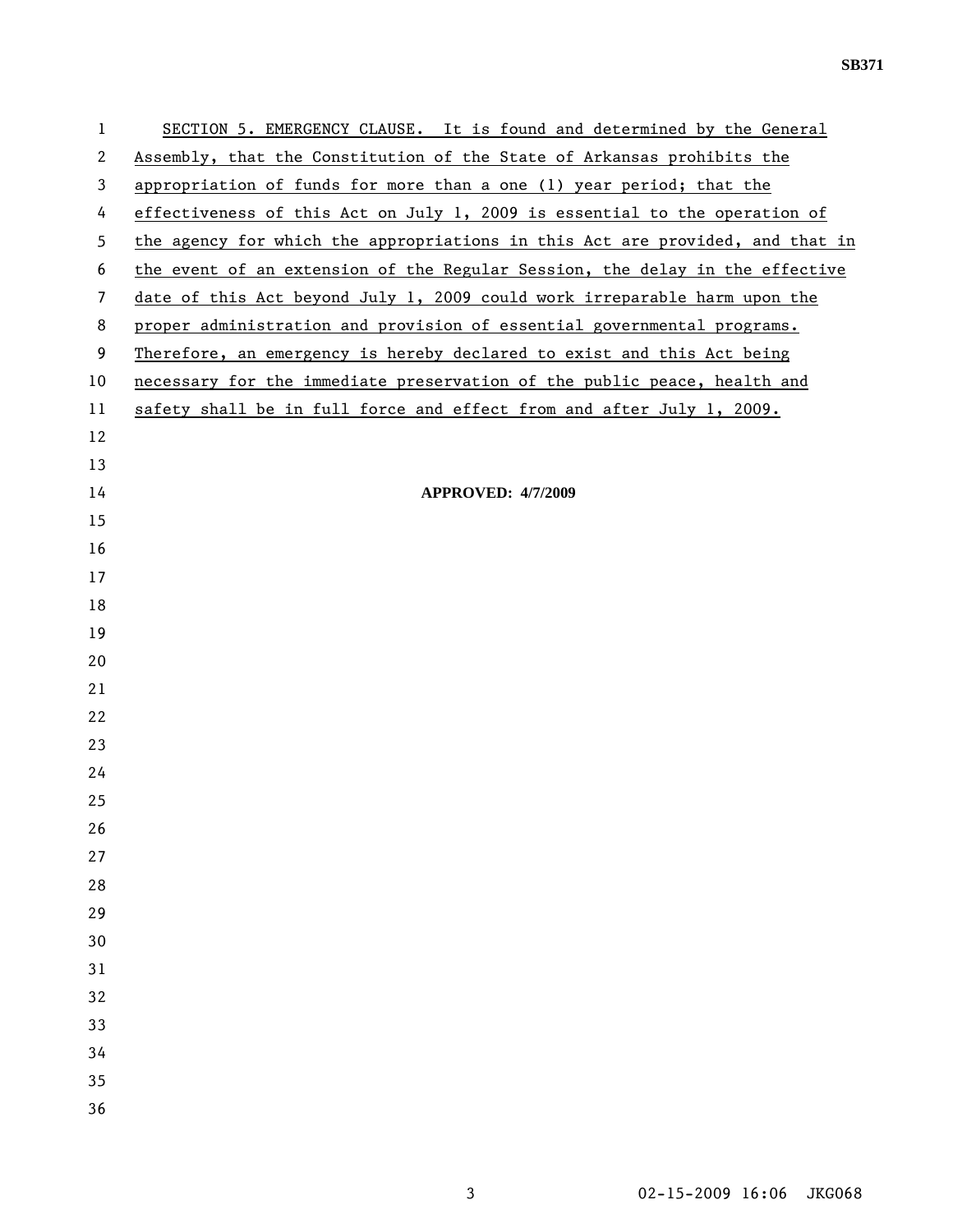SECTION 5. EMERGENCY CLAUSE. It is found and determined by the General Assembly, that the Constitution of the State of Arkansas prohibits the appropriation of funds for more than a one (1) year period; that the effectiveness of this Act on July 1, 2009 is essential to the operation of the agency for which the appropriations in this Act are provided, and that in the event of an extension of the Regular Session, the delay in the effective date of this Act beyond July 1, 2009 could work irreparable harm upon the proper administration and provision of essential governmental programs. Therefore, an emergency is hereby declared to exist and this Act being necessary for the immediate preservation of the public peace, health and safety shall be in full force and effect from and after July 1, 2009.

**APPROVED: 4/7/2009**